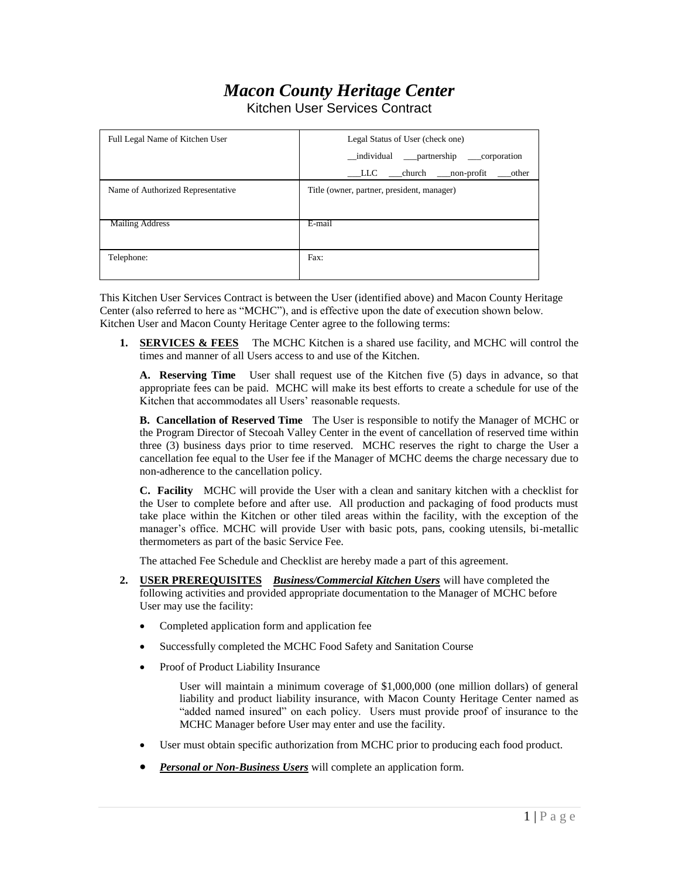# *Macon County Heritage Center*

Kitchen User Services Contract

| Full Legal Name of Kitchen User | Legal Status of User (check one)<br>__individual ___partnership ___corporation<br>___LLC ___church ___non-profit ___other |
|---|---|
| Name of Authorized Representative | Title (owner, partner, president, manager) |
| Mailing Address | E-mail |
| Telephone: | Fax: |

This Kitchen User Services Contract is between the User (identified above) and Macon County Heritage Center (also referred to here as "MCHC"), and is effective upon the date of execution shown below. Kitchen User and Macon County Heritage Center agree to the following terms:

1. **SERVICES & FEES** The MCHC Kitchen is a shared use facility, and MCHC will control the times and manner of all Users access to and use of the Kitchen.

   **A. Reserving Time** User shall request use of the Kitchen five (5) days in advance, so that appropriate fees can be paid. MCHC will make its best efforts to create a schedule for use of the Kitchen that accommodates all Users' reasonable requests.

   **B. Cancellation of Reserved Time** The User is responsible to notify the Manager of MCHC or the Program Director of Stecoah Valley Center in the event of cancellation of reserved time within three (3) business days prior to time reserved. MCHC reserves the right to charge the User a cancellation fee equal to the User fee if the Manager of MCHC deems the charge necessary due to non-adherence to the cancellation policy.

   **C. Facility** MCHC will provide the User with a clean and sanitary kitchen with a checklist for the User to complete before and after use. All production and packaging of food products must take place within the Kitchen or other tiled areas within the facility, with the exception of the manager's office. MCHC will provide User with basic pots, pans, cooking utensils, bi-metallic thermometers as part of the basic Service Fee.

   The attached Fee Schedule and Checklist are hereby made a part of this agreement.

2. **USER PREREQUISITES** ***Business/Commercial Kitchen Users*** will have completed the following activities and provided appropriate documentation to the Manager of MCHC before User may use the facility:

   - Completed application form and application fee
   - Successfully completed the MCHC Food Safety and Sanitation Course
   - Proof of Product Liability Insurance

     User will maintain a minimum coverage of $1,000,000 (one million dollars) of general liability and product liability insurance, with Macon County Heritage Center named as "added named insured" on each policy. Users must provide proof of insurance to the MCHC Manager before User may enter and use the facility.

   - User must obtain specific authorization from MCHC prior to producing each food product.
   - ***Personal or Non-Business Users*** will complete an application form.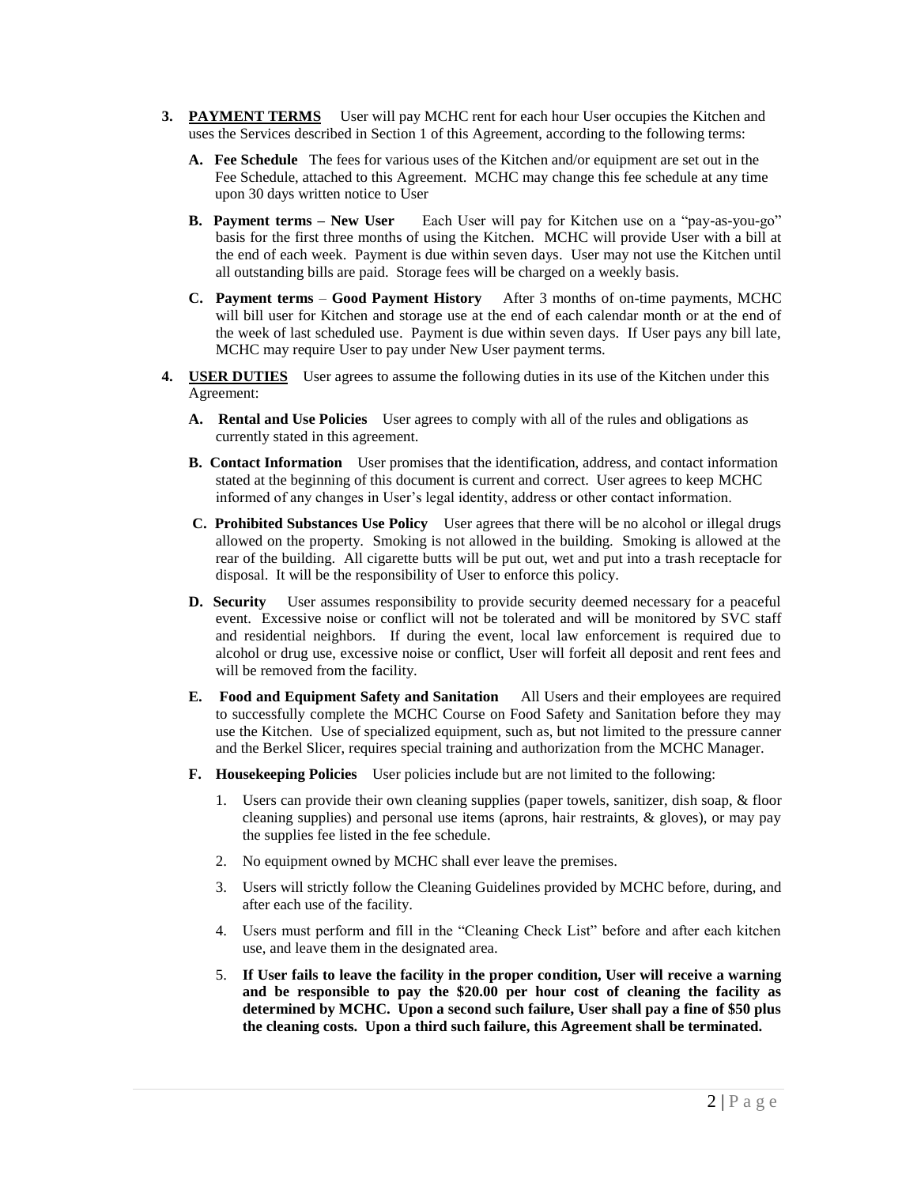3. **PAYMENT TERMS** User will pay MCHC rent for each hour User occupies the Kitchen and uses the Services described in Section 1 of this Agreement, according to the following terms:

   A. **Fee Schedule** The fees for various uses of the Kitchen and/or equipment are set out in the Fee Schedule, attached to this Agreement. MCHC may change this fee schedule at any time upon 30 days written notice to User

   B. **Payment terms – New User** Each User will pay for Kitchen use on a "pay-as-you-go" basis for the first three months of using the Kitchen. MCHC will provide User with a bill at the end of each week. Payment is due within seven days. User may not use the Kitchen until all outstanding bills are paid. Storage fees will be charged on a weekly basis.

   C. **Payment terms** – **Good Payment History** After 3 months of on-time payments, MCHC will bill user for Kitchen and storage use at the end of each calendar month or at the end of the week of last scheduled use. Payment is due within seven days. If User pays any bill late, MCHC may require User to pay under New User payment terms.

4. **USER DUTIES** User agrees to assume the following duties in its use of the Kitchen under this Agreement:

   A. **Rental and Use Policies** User agrees to comply with all of the rules and obligations as currently stated in this agreement.

   B. **Contact Information** User promises that the identification, address, and contact information stated at the beginning of this document is current and correct. User agrees to keep MCHC informed of any changes in User's legal identity, address or other contact information.

   C. **Prohibited Substances Use Policy** User agrees that there will be no alcohol or illegal drugs allowed on the property. Smoking is not allowed in the building. Smoking is allowed at the rear of the building. All cigarette butts will be put out, wet and put into a trash receptacle for disposal. It will be the responsibility of User to enforce this policy.

   D. **Security** User assumes responsibility to provide security deemed necessary for a peaceful event. Excessive noise or conflict will not be tolerated and will be monitored by SVC staff and residential neighbors. If during the event, local law enforcement is required due to alcohol or drug use, excessive noise or conflict, User will forfeit all deposit and rent fees and will be removed from the facility.

   E. **Food and Equipment Safety and Sanitation** All Users and their employees are required to successfully complete the MCHC Course on Food Safety and Sanitation before they may use the Kitchen. Use of specialized equipment, such as, but not limited to the pressure canner and the Berkel Slicer, requires special training and authorization from the MCHC Manager.

   F. **Housekeeping Policies** User policies include but are not limited to the following:

      1. Users can provide their own cleaning supplies (paper towels, sanitizer, dish soap, & floor cleaning supplies) and personal use items (aprons, hair restraints, & gloves), or may pay the supplies fee listed in the fee schedule.
      2. No equipment owned by MCHC shall ever leave the premises.
      3. Users will strictly follow the Cleaning Guidelines provided by MCHC before, during, and after each use of the facility.
      4. Users must perform and fill in the "Cleaning Check List" before and after each kitchen use, and leave them in the designated area.
      5. **If User fails to leave the facility in the proper condition, User will receive a warning and be responsible to pay the $20.00 per hour cost of cleaning the facility as determined by MCHC. Upon a second such failure, User shall pay a fine of $50 plus the cleaning costs. Upon a third such failure, this Agreement shall be terminated.**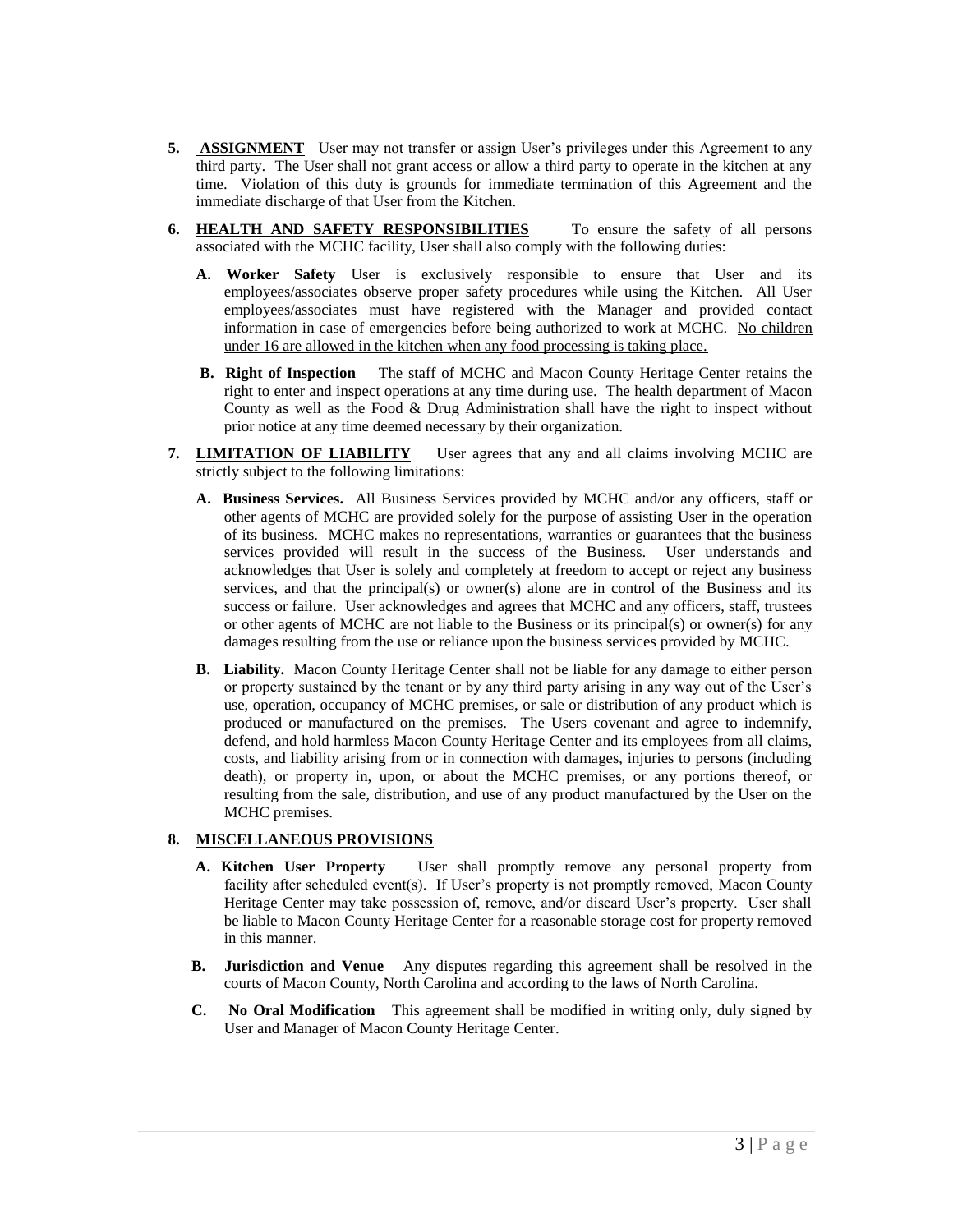5. **ASSIGNMENT** User may not transfer or assign User's privileges under this Agreement to any third party. The User shall not grant access or allow a third party to operate in the kitchen at any time. Violation of this duty is grounds for immediate termination of this Agreement and the immediate discharge of that User from the Kitchen.

6. **HEALTH AND SAFETY RESPONSIBILITIES** To ensure the safety of all persons associated with the MCHC facility, User shall also comply with the following duties:

   A. **Worker Safety** User is exclusively responsible to ensure that User and its employees/associates observe proper safety procedures while using the Kitchen. All User employees/associates must have registered with the Manager and provided contact information in case of emergencies before being authorized to work at MCHC. <u>No children under 16 are allowed in the kitchen when any food processing is taking place.</u>

   B. **Right of Inspection** The staff of MCHC and Macon County Heritage Center retains the right to enter and inspect operations at any time during use. The health department of Macon County as well as the Food & Drug Administration shall have the right to inspect without prior notice at any time deemed necessary by their organization.

7. **LIMITATION OF LIABILITY** User agrees that any and all claims involving MCHC are strictly subject to the following limitations:

   A. **Business Services.** All Business Services provided by MCHC and/or any officers, staff or other agents of MCHC are provided solely for the purpose of assisting User in the operation of its business. MCHC makes no representations, warranties or guarantees that the business services provided will result in the success of the Business. User understands and acknowledges that User is solely and completely at freedom to accept or reject any business services, and that the principal(s) or owner(s) alone are in control of the Business and its success or failure. User acknowledges and agrees that MCHC and any officers, staff, trustees or other agents of MCHC are not liable to the Business or its principal(s) or owner(s) for any damages resulting from the use or reliance upon the business services provided by MCHC.

   B. **Liability.** Macon County Heritage Center shall not be liable for any damage to either person or property sustained by the tenant or by any third party arising in any way out of the User's use, operation, occupancy of MCHC premises, or sale or distribution of any product which is produced or manufactured on the premises. The Users covenant and agree to indemnify, defend, and hold harmless Macon County Heritage Center and its employees from all claims, costs, and liability arising from or in connection with damages, injuries to persons (including death), or property in, upon, or about the MCHC premises, or any portions thereof, or resulting from the sale, distribution, and use of any product manufactured by the User on the MCHC premises.

8. **MISCELLANEOUS PROVISIONS**

   A. **Kitchen User Property** User shall promptly remove any personal property from facility after scheduled event(s). If User's property is not promptly removed, Macon County Heritage Center may take possession of, remove, and/or discard User's property. User shall be liable to Macon County Heritage Center for a reasonable storage cost for property removed in this manner.

   B. **Jurisdiction and Venue** Any disputes regarding this agreement shall be resolved in the courts of Macon County, North Carolina and according to the laws of North Carolina.

   C. **No Oral Modification** This agreement shall be modified in writing only, duly signed by User and Manager of Macon County Heritage Center.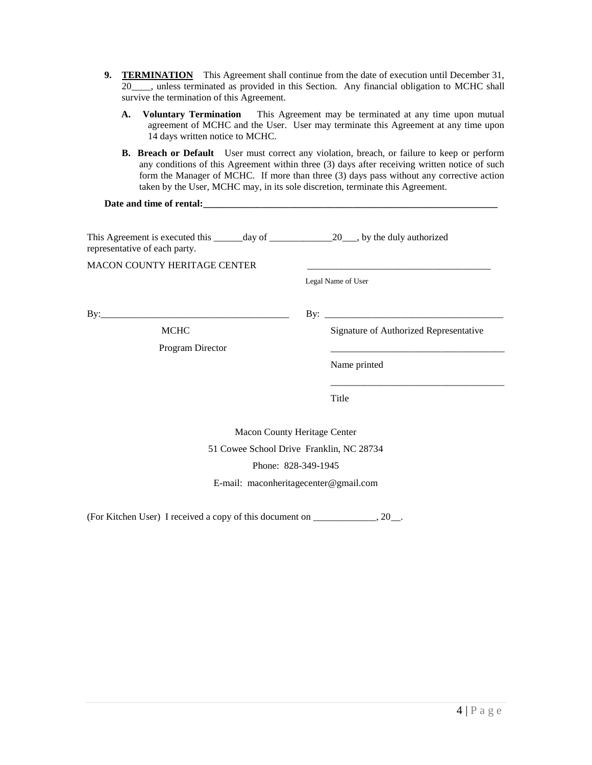9. **TERMINATION** This Agreement shall continue from the date of execution until December 31, 20____, unless terminated as provided in this Section. Any financial obligation to MCHC shall survive the termination of this Agreement.

   **A. Voluntary Termination** This Agreement may be terminated at any time upon mutual agreement of MCHC and the User. User may terminate this Agreement at any time upon 14 days written notice to MCHC.

   **B. Breach or Default** User must correct any violation, breach, or failure to keep or perform any conditions of this Agreement within three (3) days after receiving written notice of such form the Manager of MCHC. If more than three (3) days pass without any corrective action taken by the User, MCHC may, in its sole discretion, terminate this Agreement.

**Date and time of rental:_________________________________________________________________**

This Agreement is executed this ______day of _____________20___, by the duly authorized representative of each party.

MACON COUNTY HERITAGE CENTER

_______________________________________
Legal Name of User

By:_______________________________________
MCHC
Program Director

By: _____________________________________
Signature of Authorized Representative

_____________________________________
Name printed

_____________________________________
Title

Macon County Heritage Center
51 Cowee School Drive Franklin, NC 28734
Phone: 828-349-1945
E-mail: maconheritagecenter@gmail.com

(For Kitchen User) I received a copy of this document on _____________, 20__.